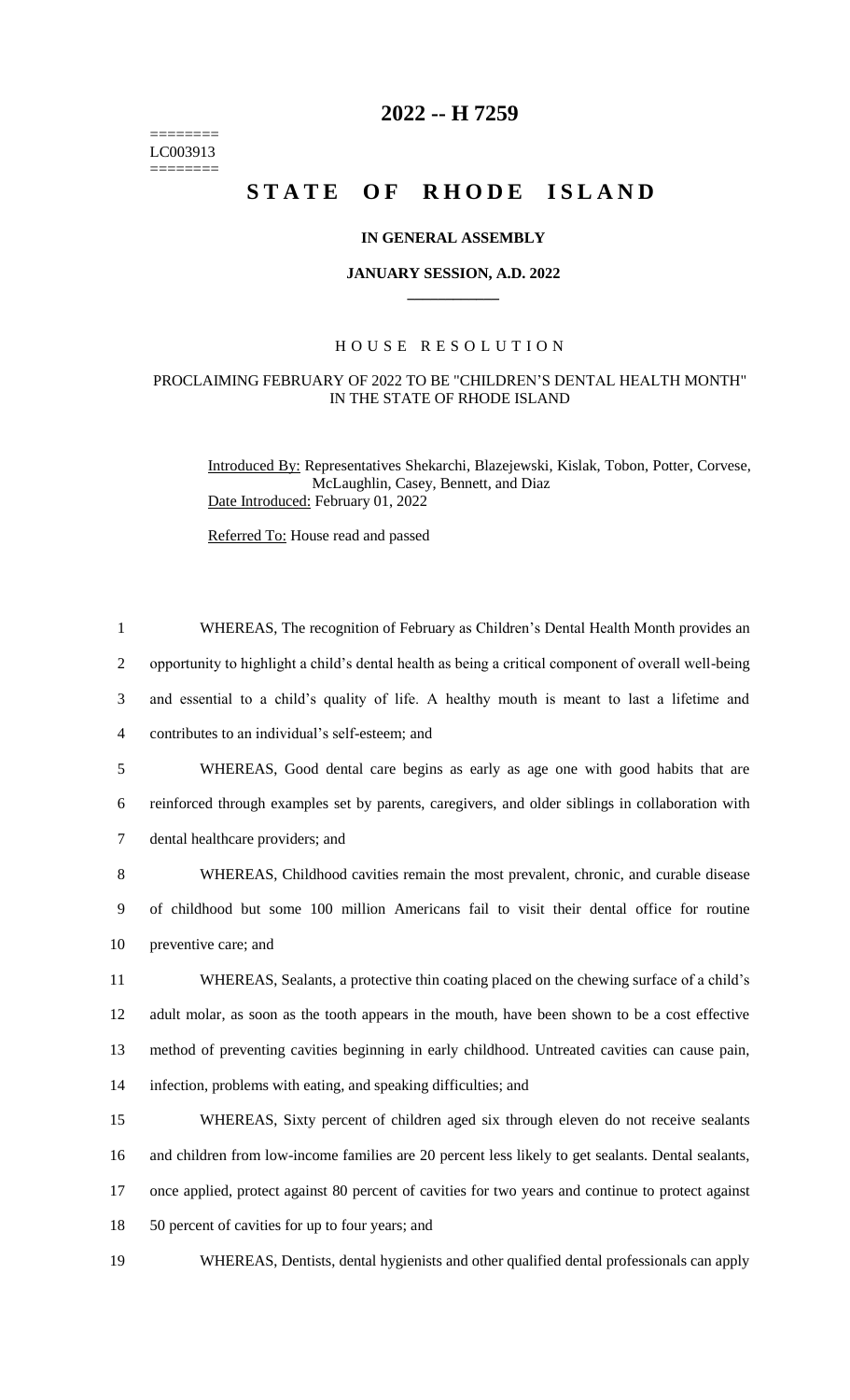========
LC003913
========

# 2022 -- H 7259

# STATE OF RHODE ISLAND

### IN GENERAL ASSEMBLY

### JANUARY SESSION, A.D. 2022

____________

## HOUSE RESOLUTION

### PROCLAIMING FEBRUARY OF 2022 TO BE "CHILDREN'S DENTAL HEALTH MONTH" IN THE STATE OF RHODE ISLAND

Introduced By: Representatives Shekarchi, Blazejewski, Kislak, Tobon, Potter, Corvese, McLaughlin, Casey, Bennett, and Diaz
Date Introduced: February 01, 2022

Referred To: House read and passed

1 WHEREAS, The recognition of February as Children's Dental Health Month provides an
2 opportunity to highlight a child's dental health as being a critical component of overall well-being
3 and essential to a child's quality of life. A healthy mouth is meant to last a lifetime and
4 contributes to an individual's self-esteem; and
5 WHEREAS, Good dental care begins as early as age one with good habits that are
6 reinforced through examples set by parents, caregivers, and older siblings in collaboration with
7 dental healthcare providers; and
8 WHEREAS, Childhood cavities remain the most prevalent, chronic, and curable disease
9 of childhood but some 100 million Americans fail to visit their dental office for routine
10 preventive care; and
11 WHEREAS, Sealants, a protective thin coating placed on the chewing surface of a child's
12 adult molar, as soon as the tooth appears in the mouth, have been shown to be a cost effective
13 method of preventing cavities beginning in early childhood. Untreated cavities can cause pain,
14 infection, problems with eating, and speaking difficulties; and
15 WHEREAS, Sixty percent of children aged six through eleven do not receive sealants
16 and children from low-income families are 20 percent less likely to get sealants. Dental sealants,
17 once applied, protect against 80 percent of cavities for two years and continue to protect against
18 50 percent of cavities for up to four years; and
19 WHEREAS, Dentists, dental hygienists and other qualified dental professionals can apply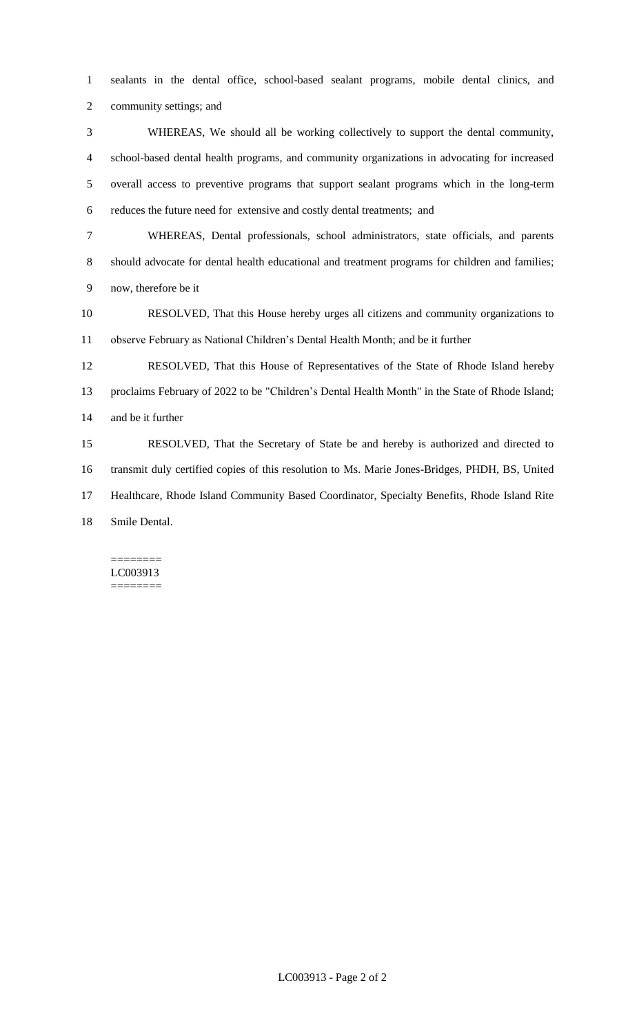sealants in the dental office, school-based sealant programs, mobile dental clinics, and community settings; and

WHEREAS, We should all be working collectively to support the dental community, school-based dental health programs, and community organizations in advocating for increased overall access to preventive programs that support sealant programs which in the long-term reduces the future need for extensive and costly dental treatments; and

WHEREAS, Dental professionals, school administrators, state officials, and parents should advocate for dental health educational and treatment programs for children and families; now, therefore be it

RESOLVED, That this House hereby urges all citizens and community organizations to observe February as National Children's Dental Health Month; and be it further

RESOLVED, That this House of Representatives of the State of Rhode Island hereby proclaims February of 2022 to be "Children's Dental Health Month" in the State of Rhode Island; and be it further

RESOLVED, That the Secretary of State be and hereby is authorized and directed to transmit duly certified copies of this resolution to Ms. Marie Jones-Bridges, PHDH, BS, United Healthcare, Rhode Island Community Based Coordinator, Specialty Benefits, Rhode Island Rite Smile Dental.

========
LC003913
========